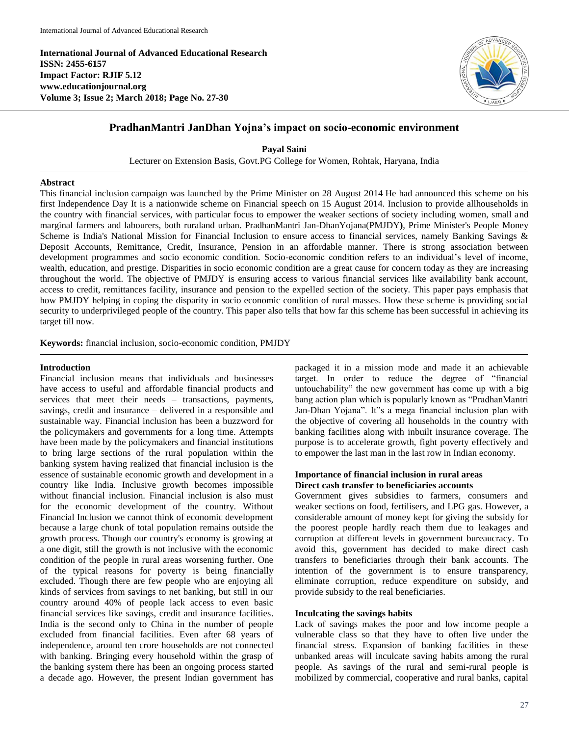**International Journal of Advanced Educational Research**
**ISSN: 2455-6157**
**Impact Factor: RJIF 5.12**
**www.educationjournal.org**
**Volume 3; Issue 2; March 2018; Page No. 27-30**

# PradhanMantri JanDhan Yojna's impact on socio-economic environment

**Payal Saini**

Lecturer on Extension Basis, Govt.PG College for Women, Rohtak, Haryana, India

## Abstract

This financial inclusion campaign was launched by the Prime Minister on 28 August 2014 He had announced this scheme on his first Independence Day It is a nationwide scheme on Financial speech on 15 August 2014. Inclusion to provide allhouseholds in the country with financial services, with particular focus to empower the weaker sections of society including women, small and marginal farmers and labourers, both ruraland urban. PradhanMantri Jan-DhanYojana(PMJDY**)**, Prime Minister's People Money Scheme is India's National Mission for Financial Inclusion to ensure access to financial services, namely Banking Savings & Deposit Accounts, Remittance, Credit, Insurance, Pension in an affordable manner. There is strong association between development programmes and socio economic condition. Socio-economic condition refers to an individual's level of income, wealth, education, and prestige. Disparities in socio economic condition are a great cause for concern today as they are increasing throughout the world. The objective of PMJDY is ensuring access to various financial services like availability bank account, access to credit, remittances facility, insurance and pension to the expelled section of the society. This paper pays emphasis that how PMJDY helping in coping the disparity in socio economic condition of rural masses. How these scheme is providing social security to underprivileged people of the country. This paper also tells that how far this scheme has been successful in achieving its target till now.

**Keywords:** financial inclusion, socio-economic condition, PMJDY

## Introduction

Financial inclusion means that individuals and businesses have access to useful and affordable financial products and services that meet their needs – transactions, payments, savings, credit and insurance – delivered in a responsible and sustainable way. Financial inclusion has been a buzzword for the policymakers and governments for a long time. Attempts have been made by the policymakers and financial institutions to bring large sections of the rural population within the banking system having realized that financial inclusion is the essence of sustainable economic growth and development in a country like India. Inclusive growth becomes impossible without financial inclusion. Financial inclusion is also must for the economic development of the country. Without Financial Inclusion we cannot think of economic development because a large chunk of total population remains outside the growth process. Though our country's economy is growing at a one digit, still the growth is not inclusive with the economic condition of the people in rural areas worsening further. One of the typical reasons for poverty is being financially excluded. Though there are few people who are enjoying all kinds of services from savings to net banking, but still in our country around 40% of people lack access to even basic financial services like savings, credit and insurance facilities. India is the second only to China in the number of people excluded from financial facilities. Even after 68 years of independence, around ten crore households are not connected with banking. Bringing every household within the grasp of the banking system there has been an ongoing process started a decade ago. However, the present Indian government has packaged it in a mission mode and made it an achievable target. In order to reduce the degree of "financial untouchability" the new government has come up with a big bang action plan which is popularly known as "PradhanMantri Jan-Dhan Yojana". It"s a mega financial inclusion plan with the objective of covering all households in the country with banking facilities along with inbuilt insurance coverage. The purpose is to accelerate growth, fight poverty effectively and to empower the last man in the last row in Indian economy.

### Importance of financial inclusion in rural areas

### Direct cash transfer to beneficiaries accounts

Government gives subsidies to farmers, consumers and weaker sections on food, fertilisers, and LPG gas. However, a considerable amount of money kept for giving the subsidy for the poorest people hardly reach them due to leakages and corruption at different levels in government bureaucracy. To avoid this, government has decided to make direct cash transfers to beneficiaries through their bank accounts. The intention of the government is to ensure transparency, eliminate corruption, reduce expenditure on subsidy, and provide subsidy to the real beneficiaries.

### Inculcating the savings habits

Lack of savings makes the poor and low income people a vulnerable class so that they have to often live under the financial stress. Expansion of banking facilities in these unbanked areas will inculcate saving habits among the rural people. As savings of the rural and semi-rural people is mobilized by commercial, cooperative and rural banks, capital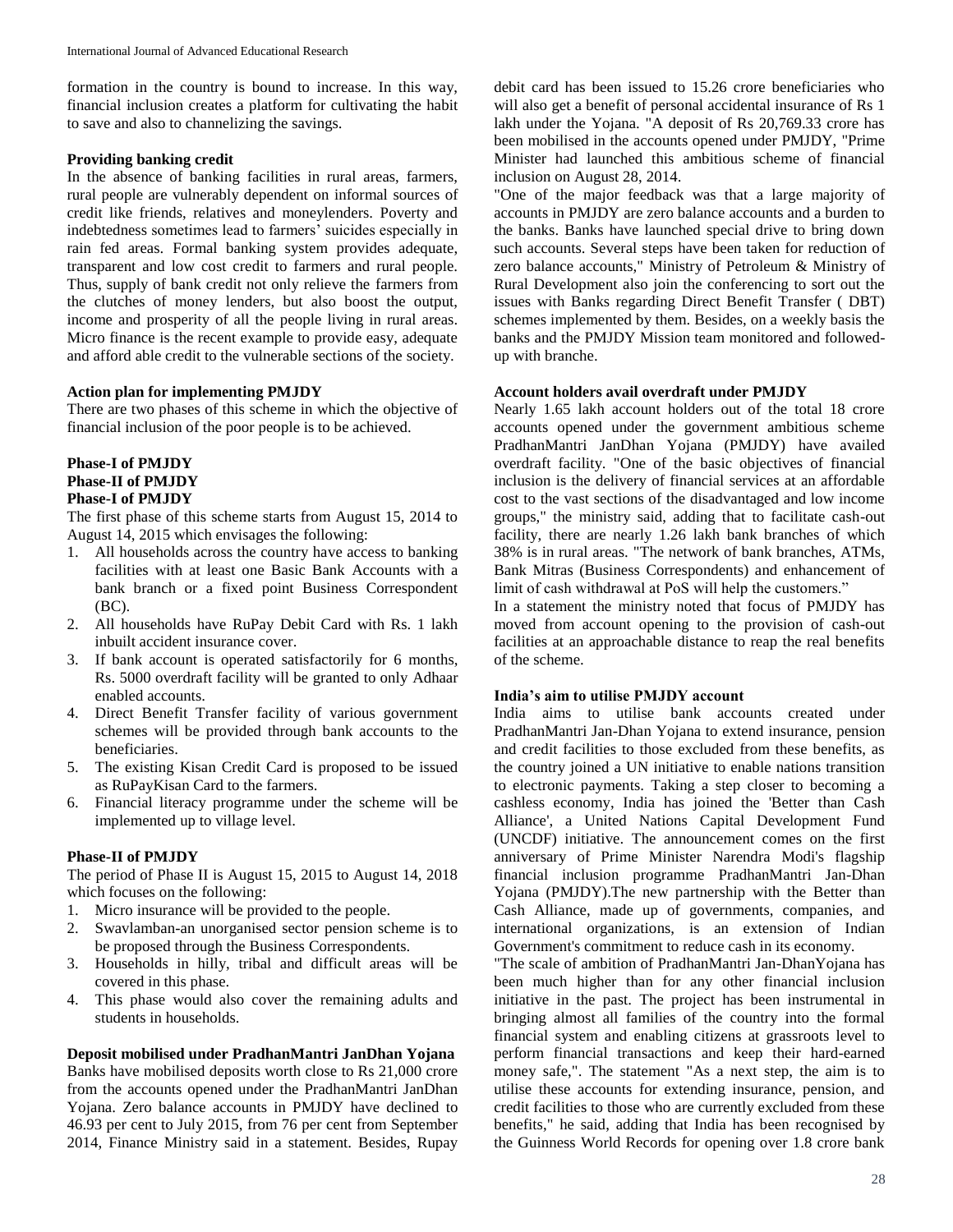formation in the country is bound to increase. In this way, financial inclusion creates a platform for cultivating the habit to save and also to channelizing the savings.

**Providing banking credit**

In the absence of banking facilities in rural areas, farmers, rural people are vulnerably dependent on informal sources of credit like friends, relatives and moneylenders. Poverty and indebtedness sometimes lead to farmers' suicides especially in rain fed areas. Formal banking system provides adequate, transparent and low cost credit to farmers and rural people. Thus, supply of bank credit not only relieve the farmers from the clutches of money lenders, but also boost the output, income and prosperity of all the people living in rural areas. Micro finance is the recent example to provide easy, adequate and afford able credit to the vulnerable sections of the society.

**Action plan for implementing PMJDY**

There are two phases of this scheme in which the objective of financial inclusion of the poor people is to be achieved.

**Phase-I of PMJDY**
**Phase-II of PMJDY**
**Phase-I of PMJDY**

The first phase of this scheme starts from August 15, 2014 to August 14, 2015 which envisages the following:

1. All households across the country have access to banking facilities with at least one Basic Bank Accounts with a bank branch or a fixed point Business Correspondent (BC).
2. All households have RuPay Debit Card with Rs. 1 lakh inbuilt accident insurance cover.
3. If bank account is operated satisfactorily for 6 months, Rs. 5000 overdraft facility will be granted to only Adhaar enabled accounts.
4. Direct Benefit Transfer facility of various government schemes will be provided through bank accounts to the beneficiaries.
5. The existing Kisan Credit Card is proposed to be issued as RuPayKisan Card to the farmers.
6. Financial literacy programme under the scheme will be implemented up to village level.

**Phase-II of PMJDY**

The period of Phase II is August 15, 2015 to August 14, 2018 which focuses on the following:

1. Micro insurance will be provided to the people.
2. Swavlamban-an unorganised sector pension scheme is to be proposed through the Business Correspondents.
3. Households in hilly, tribal and difficult areas will be covered in this phase.
4. This phase would also cover the remaining adults and students in households.

**Deposit mobilised under PradhanMantri JanDhan Yojana**

Banks have mobilised deposits worth close to Rs 21,000 crore from the accounts opened under the PradhanMantri JanDhan Yojana. Zero balance accounts in PMJDY have declined to 46.93 per cent to July 2015, from 76 per cent from September 2014, Finance Ministry said in a statement. Besides, Rupay debit card has been issued to 15.26 crore beneficiaries who will also get a benefit of personal accidental insurance of Rs 1 lakh under the Yojana. "A deposit of Rs 20,769.33 crore has been mobilised in the accounts opened under PMJDY, "Prime Minister had launched this ambitious scheme of financial inclusion on August 28, 2014.

"One of the major feedback was that a large majority of accounts in PMJDY are zero balance accounts and a burden to the banks. Banks have launched special drive to bring down such accounts. Several steps have been taken for reduction of zero balance accounts," Ministry of Petroleum & Ministry of Rural Development also join the conferencing to sort out the issues with Banks regarding Direct Benefit Transfer ( DBT) schemes implemented by them. Besides, on a weekly basis the banks and the PMJDY Mission team monitored and followed-up with branche.

**Account holders avail overdraft under PMJDY**

Nearly 1.65 lakh account holders out of the total 18 crore accounts opened under the government ambitious scheme PradhanMantri JanDhan Yojana (PMJDY) have availed overdraft facility. "One of the basic objectives of financial inclusion is the delivery of financial services at an affordable cost to the vast sections of the disadvantaged and low income groups," the ministry said, adding that to facilitate cash-out facility, there are nearly 1.26 lakh bank branches of which 38% is in rural areas. "The network of bank branches, ATMs, Bank Mitras (Business Correspondents) and enhancement of limit of cash withdrawal at PoS will help the customers."

In a statement the ministry noted that focus of PMJDY has moved from account opening to the provision of cash-out facilities at an approachable distance to reap the real benefits of the scheme.

**India's aim to utilise PMJDY account**

India aims to utilise bank accounts created under PradhanMantri Jan-Dhan Yojana to extend insurance, pension and credit facilities to those excluded from these benefits, as the country joined a UN initiative to enable nations transition to electronic payments. Taking a step closer to becoming a cashless economy, India has joined the 'Better than Cash Alliance', a United Nations Capital Development Fund (UNCDF) initiative. The announcement comes on the first anniversary of Prime Minister Narendra Modi's flagship financial inclusion programme PradhanMantri Jan-Dhan Yojana (PMJDY).The new partnership with the Better than Cash Alliance, made up of governments, companies, and international organizations, is an extension of Indian Government's commitment to reduce cash in its economy.

"The scale of ambition of PradhanMantri Jan-DhanYojana has been much higher than for any other financial inclusion initiative in the past. The project has been instrumental in bringing almost all families of the country into the formal financial system and enabling citizens at grassroots level to perform financial transactions and keep their hard-earned money safe,". The statement "As a next step, the aim is to utilise these accounts for extending insurance, pension, and credit facilities to those who are currently excluded from these benefits," he said, adding that India has been recognised by the Guinness World Records for opening over 1.8 crore bank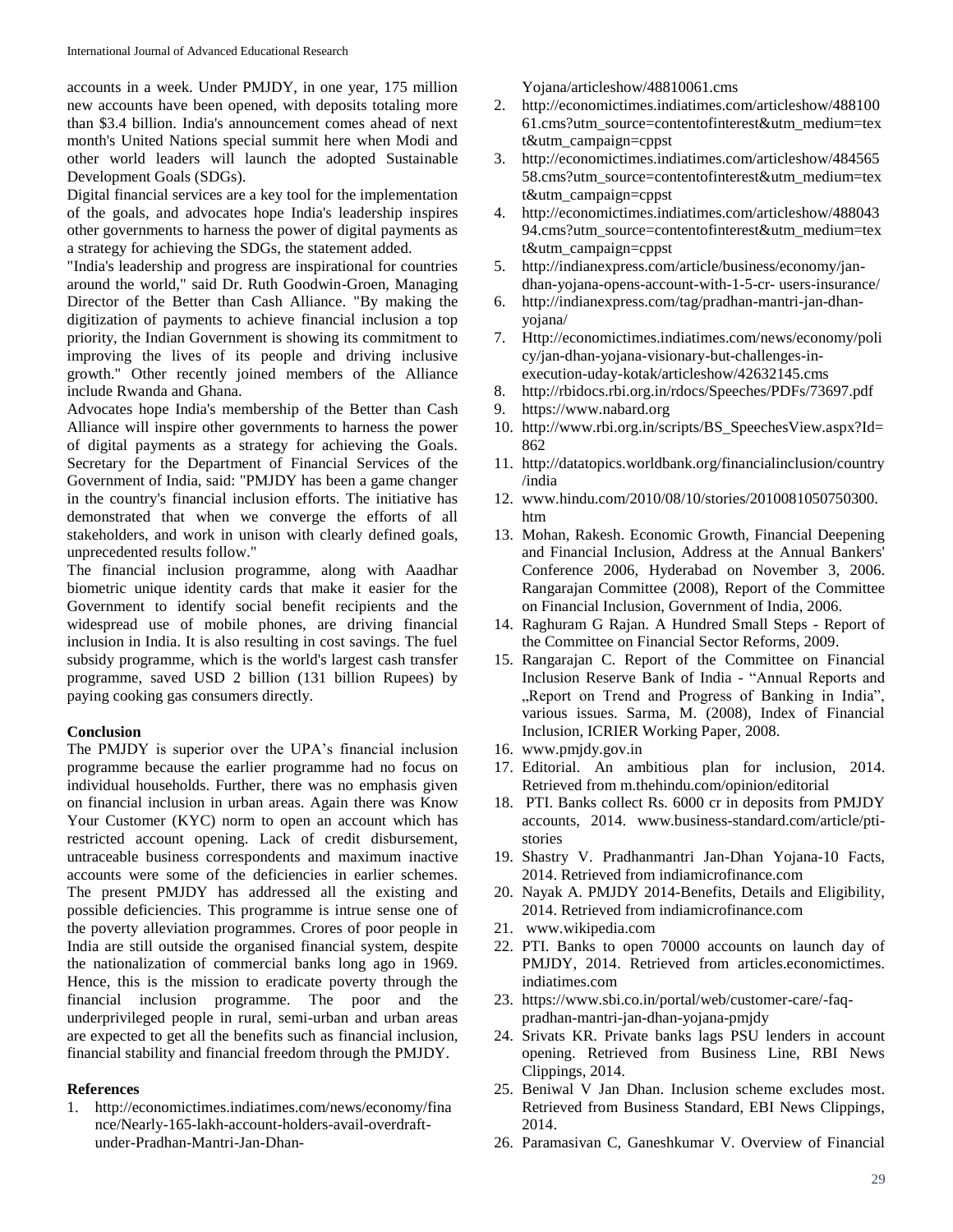accounts in a week. Under PMJDY, in one year, 175 million new accounts have been opened, with deposits totaling more than $3.4 billion. India's announcement comes ahead of next month's United Nations special summit here when Modi and other world leaders will launch the adopted Sustainable Development Goals (SDGs).

Digital financial services are a key tool for the implementation of the goals, and advocates hope India's leadership inspires other governments to harness the power of digital payments as a strategy for achieving the SDGs, the statement added.

"India's leadership and progress are inspirational for countries around the world," said Dr. Ruth Goodwin-Groen, Managing Director of the Better than Cash Alliance. "By making the digitization of payments to achieve financial inclusion a top priority, the Indian Government is showing its commitment to improving the lives of its people and driving inclusive growth." Other recently joined members of the Alliance include Rwanda and Ghana.

Advocates hope India's membership of the Better than Cash Alliance will inspire other governments to harness the power of digital payments as a strategy for achieving the Goals. Secretary for the Department of Financial Services of the Government of India, said: "PMJDY has been a game changer in the country's financial inclusion efforts. The initiative has demonstrated that when we converge the efforts of all stakeholders, and work in unison with clearly defined goals, unprecedented results follow."

The financial inclusion programme, along with Aaadhar biometric unique identity cards that make it easier for the Government to identify social benefit recipients and the widespread use of mobile phones, are driving financial inclusion in India. It is also resulting in cost savings. The fuel subsidy programme, which is the world's largest cash transfer programme, saved USD 2 billion (131 billion Rupees) by paying cooking gas consumers directly.

**Conclusion**

The PMJDY is superior over the UPA's financial inclusion programme because the earlier programme had no focus on individual households. Further, there was no emphasis given on financial inclusion in urban areas. Again there was Know Your Customer (KYC) norm to open an account which has restricted account opening. Lack of credit disbursement, untraceable business correspondents and maximum inactive accounts were some of the deficiencies in earlier schemes. The present PMJDY has addressed all the existing and possible deficiencies. This programme is intrue sense one of the poverty alleviation programmes. Crores of poor people in India are still outside the organised financial system, despite the nationalization of commercial banks long ago in 1969. Hence, this is the mission to eradicate poverty through the financial inclusion programme. The poor and the underprivileged people in rural, semi-urban and urban areas are expected to get all the benefits such as financial inclusion, financial stability and financial freedom through the PMJDY.

**References**

1. http://economictimes.indiatimes.com/news/economy/finance/Nearly-165-lakh-account-holders-avail-overdraft-under-Pradhan-Mantri-Jan-Dhan-Yojana/articleshow/48810061.cms
2. http://economictimes.indiatimes.com/articleshow/48810061.cms?utm_source=contentofinterest&utm_medium=text&utm_campaign=cppst
3. http://economictimes.indiatimes.com/articleshow/48456558.cms?utm_source=contentofinterest&utm_medium=text&utm_campaign=cppst
4. http://economictimes.indiatimes.com/articleshow/48804394.cms?utm_source=contentofinterest&utm_medium=text&utm_campaign=cppst
5. http://indianexpress.com/article/business/economy/jan-dhan-yojana-opens-account-with-1-5-cr- users-insurance/
6. http://indianexpress.com/tag/pradhan-mantri-jan-dhan-yojana/
7. Http://economictimes.indiatimes.com/news/economy/policy/jan-dhan-yojana-visionary-but-challenges-in-execution-uday-kotak/articleshow/42632145.cms
8. http://rbidocs.rbi.org.in/rdocs/Speeches/PDFs/73697.pdf
9. https://www.nabard.org
10. http://www.rbi.org.in/scripts/BS_SpeechesView.aspx?Id=862
11. http://datatopics.worldbank.org/financialinclusion/country/india
12. www.hindu.com/2010/08/10/stories/2010081050750300.htm
13. Mohan, Rakesh. Economic Growth, Financial Deepening and Financial Inclusion, Address at the Annual Bankers' Conference 2006, Hyderabad on November 3, 2006. Rangarajan Committee (2008), Report of the Committee on Financial Inclusion, Government of India, 2006.
14. Raghuram G Rajan. A Hundred Small Steps - Report of the Committee on Financial Sector Reforms, 2009.
15. Rangarajan C. Report of the Committee on Financial Inclusion Reserve Bank of India - "Annual Reports and „Report on Trend and Progress of Banking in India", various issues. Sarma, M. (2008), Index of Financial Inclusion, ICRIER Working Paper, 2008.
16. www.pmjdy.gov.in
17. Editorial. An ambitious plan for inclusion, 2014. Retrieved from m.thehindu.com/opinion/editorial
18. PTI. Banks collect Rs. 6000 cr in deposits from PMJDY accounts, 2014. www.business-standard.com/article/pti-stories
19. Shastry V. Pradhanmantri Jan-Dhan Yojana-10 Facts, 2014. Retrieved from indiamicrofinance.com
20. Nayak A. PMJDY 2014-Benefits, Details and Eligibility, 2014. Retrieved from indiamicrofinance.com
21. www.wikipedia.com
22. PTI. Banks to open 70000 accounts on launch day of PMJDY, 2014. Retrieved from articles.economictimes.indiatimes.com
23. https://www.sbi.co.in/portal/web/customer-care/-faq-pradhan-mantri-jan-dhan-yojana-pmjdy
24. Srivats KR. Private banks lags PSU lenders in account opening. Retrieved from Business Line, RBI News Clippings, 2014.
25. Beniwal V Jan Dhan. Inclusion scheme excludes most. Retrieved from Business Standard, EBI News Clippings, 2014.
26. Paramasivan C, Ganeshkumar V. Overview of Financial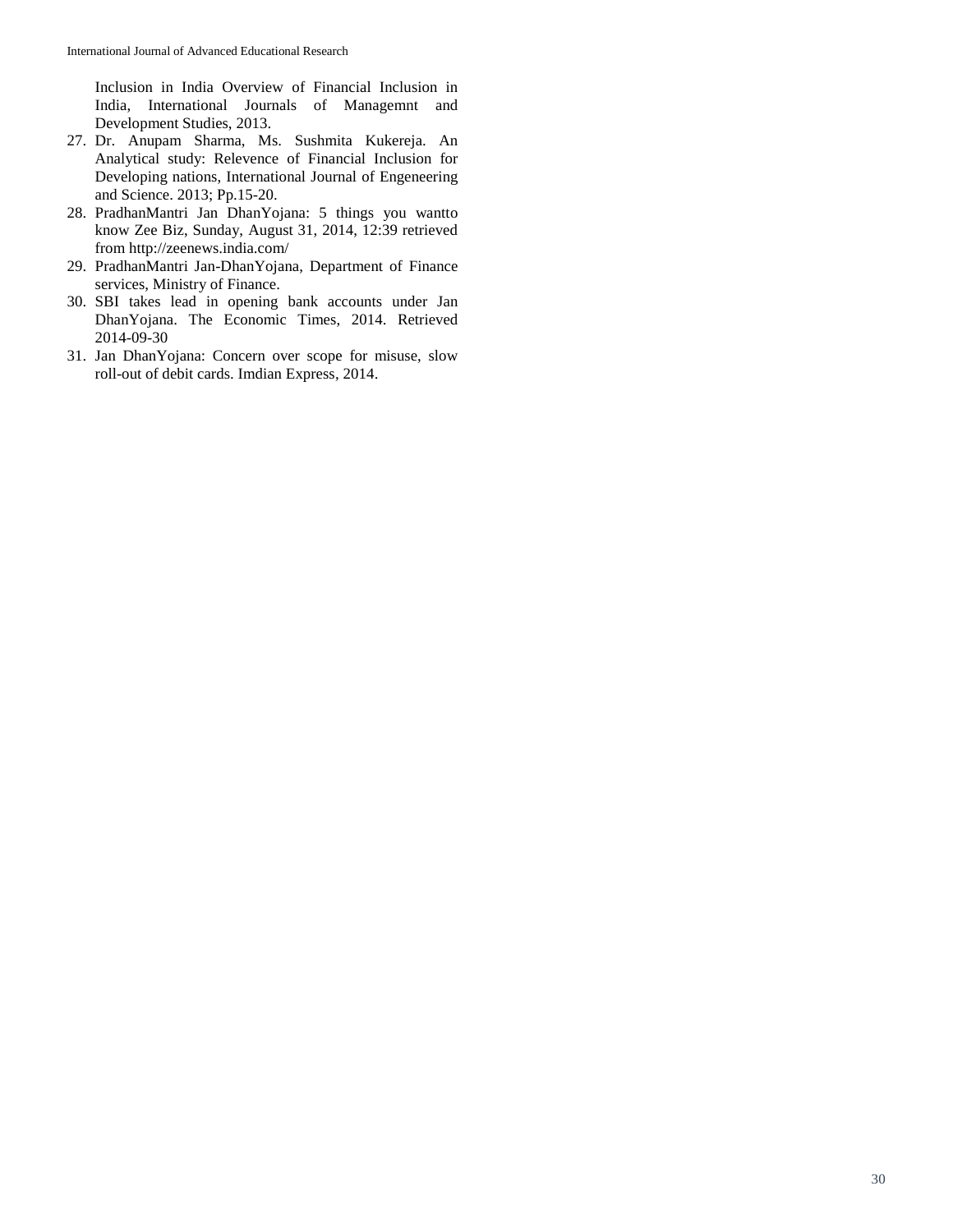Inclusion in India Overview of Financial Inclusion in India, International Journals of Managemnt and Development Studies, 2013.

27. Dr. Anupam Sharma, Ms. Sushmita Kukereja. An Analytical study: Relevence of Financial Inclusion for Developing nations, International Journal of Engeneering and Science. 2013; Pp.15-20.
28. PradhanMantri Jan DhanYojana: 5 things you wantto know Zee Biz, Sunday, August 31, 2014, 12:39 retrieved from http://zeenews.india.com/
29. PradhanMantri Jan-DhanYojana, Department of Finance services, Ministry of Finance.
30. SBI takes lead in opening bank accounts under Jan DhanYojana. The Economic Times, 2014. Retrieved 2014-09-30
31. Jan DhanYojana: Concern over scope for misuse, slow roll-out of debit cards. Imdian Express, 2014.